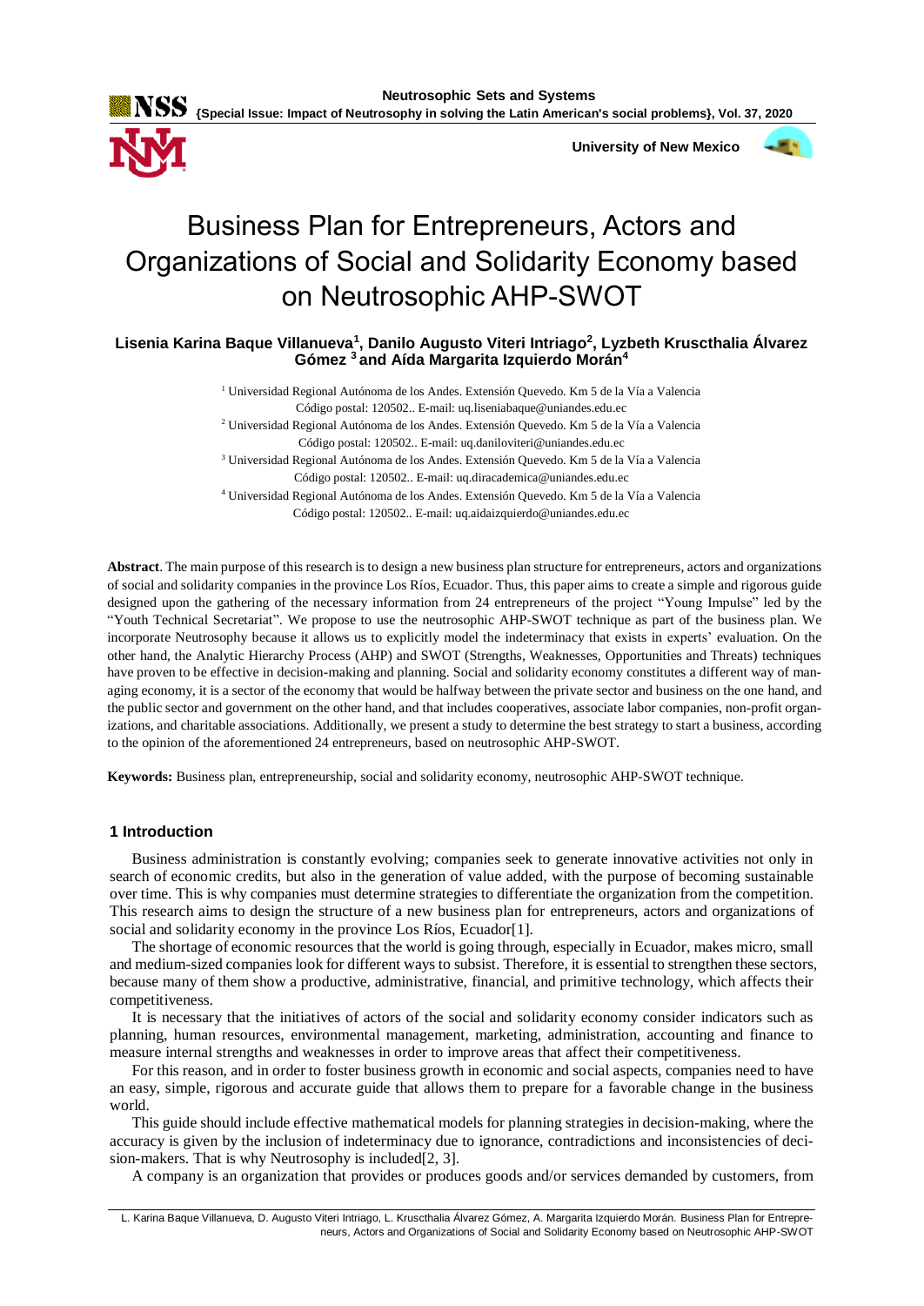# Business Plan for Entrepreneurs, Actors and Organizations of Social and Solidarity Economy based on Neutrosophic AHP-SWOT

**Lisenia Karina Baque Villanueva[1], Danilo Augusto Viteri Intriago[2], Lyzbeth Kruscthalia Álvarez Gómez [3] and Aída Margarita Izquierdo Morán[4]**

[1] Universidad Regional Autónoma de los Andes. Extensión Quevedo. Km 5 de la Vía a Valencia Código postal: 120502.. E-mail: uq.liseniabaque@uniandes.edu.ec

[2] Universidad Regional Autónoma de los Andes. Extensión Quevedo. Km 5 de la Vía a Valencia Código postal: 120502.. E-mail: uq.daniloviteri@uniandes.edu.ec

[3] Universidad Regional Autónoma de los Andes. Extensión Quevedo. Km 5 de la Vía a Valencia Código postal: 120502.. E-mail: uq.diracademica@uniandes.edu.ec

[4] Universidad Regional Autónoma de los Andes. Extensión Quevedo. Km 5 de la Vía a Valencia Código postal: 120502.. E-mail: uq.aidaizquierdo@uniandes.edu.ec

**Abstract**. The main purpose of this research is to design a new business plan structure for entrepreneurs, actors and organizations of social and solidarity companies in the province Los Ríos, Ecuador. Thus, this paper aims to create a simple and rigorous guide designed upon the gathering of the necessary information from 24 entrepreneurs of the project "Young Impulse" led by the "Youth Technical Secretariat". We propose to use the neutrosophic AHP-SWOT technique as part of the business plan. We incorporate Neutrosophy because it allows us to explicitly model the indeterminacy that exists in experts' evaluation. On the other hand, the Analytic Hierarchy Process (AHP) and SWOT (Strengths, Weaknesses, Opportunities and Threats) techniques have proven to be effective in decision-making and planning. Social and solidarity economy constitutes a different way of managing economy, it is a sector of the economy that would be halfway between the private sector and business on the one hand, and the public sector and government on the other hand, and that includes cooperatives, associate labor companies, non-profit organizations, and charitable associations. Additionally, we present a study to determine the best strategy to start a business, according to the opinion of the aforementioned 24 entrepreneurs, based on neutrosophic AHP-SWOT.

**Keywords:** Business plan, entrepreneurship, social and solidarity economy, neutrosophic AHP-SWOT technique.

## 1 Introduction

Business administration is constantly evolving; companies seek to generate innovative activities not only in search of economic credits, but also in the generation of value added, with the purpose of becoming sustainable over time. This is why companies must determine strategies to differentiate the organization from the competition. This research aims to design the structure of a new business plan for entrepreneurs, actors and organizations of social and solidarity economy in the province Los Ríos, Ecuador[1].

The shortage of economic resources that the world is going through, especially in Ecuador, makes micro, small and medium-sized companies look for different ways to subsist. Therefore, it is essential to strengthen these sectors, because many of them show a productive, administrative, financial, and primitive technology, which affects their competitiveness.

It is necessary that the initiatives of actors of the social and solidarity economy consider indicators such as planning, human resources, environmental management, marketing, administration, accounting and finance to measure internal strengths and weaknesses in order to improve areas that affect their competitiveness.

For this reason, and in order to foster business growth in economic and social aspects, companies need to have an easy, simple, rigorous and accurate guide that allows them to prepare for a favorable change in the business world.

This guide should include effective mathematical models for planning strategies in decision-making, where the accuracy is given by the inclusion of indeterminacy due to ignorance, contradictions and inconsistencies of decision-makers. That is why Neutrosophy is included[2, 3].

A company is an organization that provides or produces goods and/or services demanded by customers, from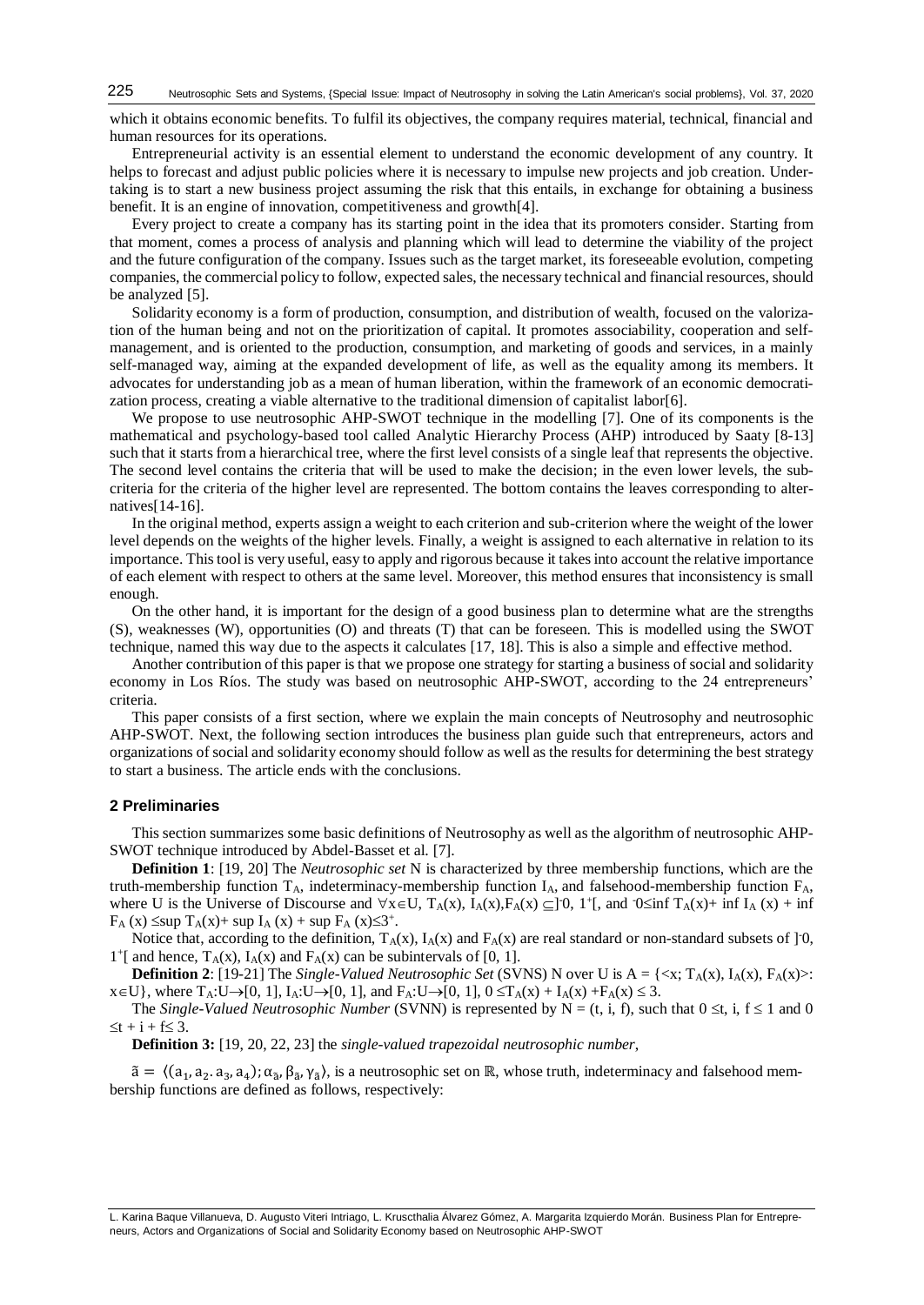which it obtains economic benefits. To fulfil its objectives, the company requires material, technical, financial and human resources for its operations.

Entrepreneurial activity is an essential element to understand the economic development of any country. It helps to forecast and adjust public policies where it is necessary to impulse new projects and job creation. Undertaking is to start a new business project assuming the risk that this entails, in exchange for obtaining a business benefit. It is an engine of innovation, competitiveness and growth[4].

Every project to create a company has its starting point in the idea that its promoters consider. Starting from that moment, comes a process of analysis and planning which will lead to determine the viability of the project and the future configuration of the company. Issues such as the target market, its foreseeable evolution, competing companies, the commercial policy to follow, expected sales, the necessary technical and financial resources, should be analyzed [5].

Solidarity economy is a form of production, consumption, and distribution of wealth, focused on the valorization of the human being and not on the prioritization of capital. It promotes associability, cooperation and self-management, and is oriented to the production, consumption, and marketing of goods and services, in a mainly self-managed way, aiming at the expanded development of life, as well as the equality among its members. It advocates for understanding job as a mean of human liberation, within the framework of an economic democratization process, creating a viable alternative to the traditional dimension of capitalist labor[6].

We propose to use neutrosophic AHP-SWOT technique in the modelling [7]. One of its components is the mathematical and psychology-based tool called Analytic Hierarchy Process (AHP) introduced by Saaty [8-13] such that it starts from a hierarchical tree, where the first level consists of a single leaf that represents the objective. The second level contains the criteria that will be used to make the decision; in the even lower levels, the sub-criteria for the criteria of the higher level are represented. The bottom contains the leaves corresponding to alternatives[14-16].

In the original method, experts assign a weight to each criterion and sub-criterion where the weight of the lower level depends on the weights of the higher levels. Finally, a weight is assigned to each alternative in relation to its importance. This tool is very useful, easy to apply and rigorous because it takes into account the relative importance of each element with respect to others at the same level. Moreover, this method ensures that inconsistency is small enough.

On the other hand, it is important for the design of a good business plan to determine what are the strengths (S), weaknesses (W), opportunities (O) and threats (T) that can be foreseen. This is modelled using the SWOT technique, named this way due to the aspects it calculates [17, 18]. This is also a simple and effective method.

Another contribution of this paper is that we propose one strategy for starting a business of social and solidarity economy in Los Ríos. The study was based on neutrosophic AHP-SWOT, according to the 24 entrepreneurs' criteria.

This paper consists of a first section, where we explain the main concepts of Neutrosophy and neutrosophic AHP-SWOT. Next, the following section introduces the business plan guide such that entrepreneurs, actors and organizations of social and solidarity economy should follow as well as the results for determining the best strategy to start a business. The article ends with the conclusions.

## 2 Preliminaries

This section summarizes some basic definitions of Neutrosophy as well as the algorithm of neutrosophic AHP-SWOT technique introduced by Abdel-Basset et al. [7].

**Definition 1**: [19, 20] The *Neutrosophic set* N is characterized by three membership functions, which are the truth-membership function $T_A$, indeterminacy-membership function $I_A$, and falsehood-membership function $F_A$, where U is the Universe of Discourse and $\forall x \in U$, $T_A(x), I_A(x), F_A(x) \subseteq ]^-0, 1^+[$, and $^-0 \leq \inf T_A(x) + \inf I_A(x) + \inf F_A(x) \leq \sup T_A(x) + \sup I_A(x) + \sup F_A(x) \leq 3^+$.

Notice that, according to the definition, $T_A(x)$, $I_A(x)$ and $F_A(x)$ are real standard or non-standard subsets of $]^-0, 1^+[$ and hence, $T_A(x)$, $I_A(x)$ and $F_A(x)$ can be subintervals of [0, 1].

**Definition 2**: [19-21] The *Single-Valued Neutrosophic Set* (SVNS) N over U is $A = \{<x; T_A(x), I_A(x), F_A(x)>: x \in U\}$, where $T_A: U \rightarrow [0, 1]$, $I_A: U \rightarrow [0, 1]$, and $F_A: U \rightarrow [0, 1]$, $0 \leq T_A(x) + I_A(x) + F_A(x) \leq 3$.

The *Single-Valued Neutrosophic Number* (SVNN) is represented by $N = (t, i, f)$, such that $0 \leq t, i, f \leq 1$ and $0 \leq t + i + f \leq 3$.

**Definition 3:** [19, 20, 22, 23] the *single-valued trapezoidal neutrosophic number*,

$\tilde{a} = \langle (a_1, a_2. a_3, a_4); \alpha_{\tilde{a}}, \beta_{\tilde{a}}, \gamma_{\tilde{a}} \rangle$, is a neutrosophic set on $\mathbb{R}$, whose truth, indeterminacy and falsehood membership functions are defined as follows, respectively: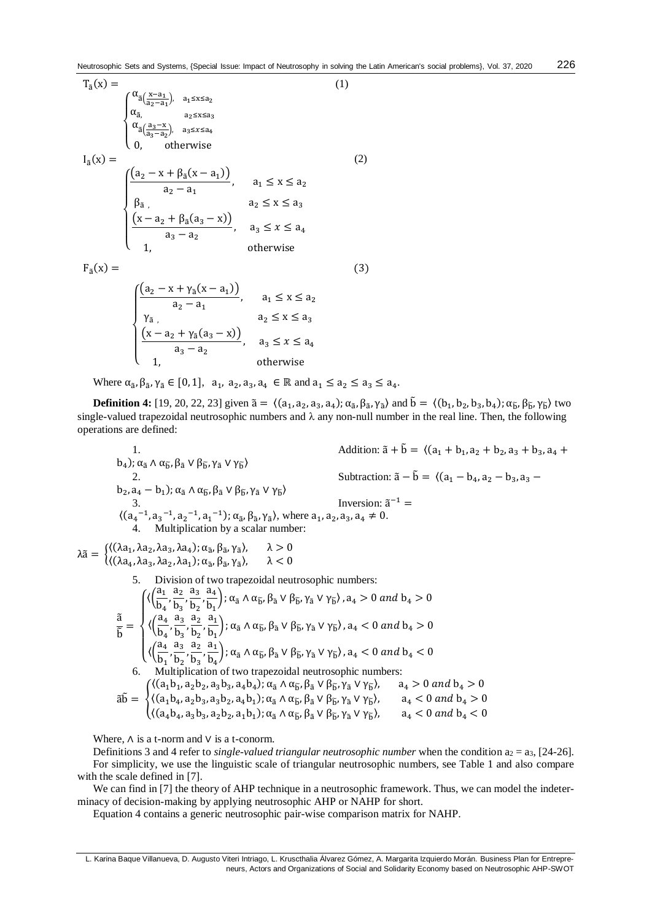$$T_{\tilde{a}}(x) = \begin{cases} \alpha_{\tilde{a}}\left(\frac{x-a_1}{a_2-a_1}\right), & a_1 \le x \le a_2 \\ \alpha_{\tilde{a}}, & a_2 \le x \le a_3 \\ \alpha_{\tilde{a}}\left(\frac{a_3-x}{a_3-a_2}\right), & a_3 \le x \le a_4 \\ 0, & \text{otherwise} \end{cases} \quad (1)$$

$$I_{\tilde{a}}(x) = \begin{cases} \frac{\left(a_2 - x + \beta_{\tilde{a}}(x-a_1)\right)}{a_2-a_1}, & a_1 \le x \le a_2 \\ \beta_{\tilde{a}}, & a_2 \le x \le a_3 \\ \frac{\left(x - a_2 + \beta_{\tilde{a}}(a_3-x)\right)}{a_3-a_2}, & a_3 \le x \le a_4 \\ 1, & \text{otherwise} \end{cases} \quad (2)$$

$$F_{\tilde{a}}(x) = \begin{cases} \frac{\left(a_2 - x + \gamma_{\tilde{a}}(x-a_1)\right)}{a_2-a_1}, & a_1 \le x \le a_2 \\ \gamma_{\tilde{a}}, & a_2 \le x \le a_3 \\ \frac{\left(x - a_2 + \gamma_{\tilde{a}}(a_3-x)\right)}{a_3-a_2}, & a_3 \le x \le a_4 \\ 1, & \text{otherwise} \end{cases} \quad (3)$$

Where $\alpha_{\tilde{a}}, \beta_{\tilde{a}}, \gamma_{\tilde{a}} \in [0,1]$, $a_1, a_2, a_3, a_4 \in \mathbb{R}$ and $a_1 \le a_2 \le a_3 \le a_4$.

**Definition 4:** [19, 20, 22, 23] given $\tilde{a} = \langle (a_1, a_2, a_3, a_4); \alpha_{\tilde{a}}, \beta_{\tilde{a}}, \gamma_{\tilde{a}} \rangle$ and $\tilde{b} = \langle (b_1, b_2, b_3, b_4); \alpha_{\tilde{b}}, \beta_{\tilde{b}}, \gamma_{\tilde{b}} \rangle$ two single-valued trapezoidal neutrosophic numbers and $\lambda$ any non-null number in the real line. Then, the following operations are defined:

1. Addition: $\tilde{a} + \tilde{b} = \langle (a_1 + b_1, a_2 + b_2, a_3 + b_3, a_4 + b_4); \alpha_{\tilde{a}} \wedge \alpha_{\tilde{b}}, \beta_{\tilde{a}} \vee \beta_{\tilde{b}}, \gamma_{\tilde{a}} \vee \gamma_{\tilde{b}} \rangle$
2. Subtraction: $\tilde{a} - \tilde{b} = \langle (a_1 - b_4, a_2 - b_3, a_3 - b_2, a_4 - b_1); \alpha_{\tilde{a}} \wedge \alpha_{\tilde{b}}, \beta_{\tilde{a}} \vee \beta_{\tilde{b}}, \gamma_{\tilde{a}} \vee \gamma_{\tilde{b}} \rangle$
3. Inversion: $\tilde{a}^{-1} = \langle (a_4^{-1}, a_3^{-1}, a_2^{-1}, a_1^{-1}); \alpha_{\tilde{a}}, \beta_{\tilde{a}}, \gamma_{\tilde{a}} \rangle$, where $a_1, a_2, a_3, a_4 \neq 0$.
4. Multiplication by a scalar number:

$$\lambda\tilde{a} = \begin{cases} \langle (\lambda a_1, \lambda a_2, \lambda a_3, \lambda a_4); \alpha_{\tilde{a}}, \beta_{\tilde{a}}, \gamma_{\tilde{a}} \rangle, & \lambda > 0 \\ \langle (\lambda a_4, \lambda a_3, \lambda a_2, \lambda a_1); \alpha_{\tilde{a}}, \beta_{\tilde{a}}, \gamma_{\tilde{a}} \rangle, & \lambda < 0 \end{cases}$$

5. Division of two trapezoidal neutrosophic numbers:

$$\frac{\tilde{a}}{\tilde{b}} = \begin{cases} \langle \left(\frac{a_1}{b_4}, \frac{a_2}{b_3}, \frac{a_3}{b_2}, \frac{a_4}{b_1}\right); \alpha_{\tilde{a}} \wedge \alpha_{\tilde{b}}, \beta_{\tilde{a}} \vee \beta_{\tilde{b}}, \gamma_{\tilde{a}} \vee \gamma_{\tilde{b}} \rangle, a_4 > 0 \text{ and } b_4 > 0 \\ \langle \left(\frac{a_4}{b_4}, \frac{a_3}{b_3}, \frac{a_2}{b_2}, \frac{a_1}{b_1}\right); \alpha_{\tilde{a}} \wedge \alpha_{\tilde{b}}, \beta_{\tilde{a}} \vee \beta_{\tilde{b}}, \gamma_{\tilde{a}} \vee \gamma_{\tilde{b}} \rangle, a_4 < 0 \text{ and } b_4 > 0 \\ \langle \left(\frac{a_4}{b_1}, \frac{a_3}{b_2}, \frac{a_2}{b_3}, \frac{a_1}{b_4}\right); \alpha_{\tilde{a}} \wedge \alpha_{\tilde{b}}, \beta_{\tilde{a}} \vee \beta_{\tilde{b}}, \gamma_{\tilde{a}} \vee \gamma_{\tilde{b}} \rangle, a_4 < 0 \text{ and } b_4 < 0 \end{cases}$$

6. Multiplication of two trapezoidal neutrosophic numbers:

$$\tilde{a}\tilde{b} = \begin{cases} \langle (a_1 b_1, a_2 b_2, a_3 b_3, a_4 b_4); \alpha_{\tilde{a}} \wedge \alpha_{\tilde{b}}, \beta_{\tilde{a}} \vee \beta_{\tilde{b}}, \gamma_{\tilde{a}} \vee \gamma_{\tilde{b}} \rangle, & a_4 > 0 \text{ and } b_4 > 0 \\ \langle (a_1 b_4, a_2 b_3, a_3 b_2, a_4 b_1); \alpha_{\tilde{a}} \wedge \alpha_{\tilde{b}}, \beta_{\tilde{a}} \vee \beta_{\tilde{b}}, \gamma_{\tilde{a}} \vee \gamma_{\tilde{b}} \rangle, & a_4 < 0 \text{ and } b_4 > 0 \\ \langle (a_4 b_4, a_3 b_3, a_2 b_2, a_1 b_1); \alpha_{\tilde{a}} \wedge \alpha_{\tilde{b}}, \beta_{\tilde{a}} \vee \beta_{\tilde{b}}, \gamma_{\tilde{a}} \vee \gamma_{\tilde{b}} \rangle, & a_4 < 0 \text{ and } b_4 < 0 \end{cases}$$

Where, $\wedge$ is a t-norm and $\vee$ is a t-conorm.

Definitions 3 and 4 refer to *single-valued triangular neutrosophic number* when the condition $a_2 = a_3$, [24-26].

For simplicity, we use the linguistic scale of triangular neutrosophic numbers, see Table 1 and also compare with the scale defined in [7].

We can find in [7] the theory of AHP technique in a neutrosophic framework. Thus, we can model the indeterminacy of decision-making by applying neutrosophic AHP or NAHP for short.

Equation 4 contains a generic neutrosophic pair-wise comparison matrix for NAHP.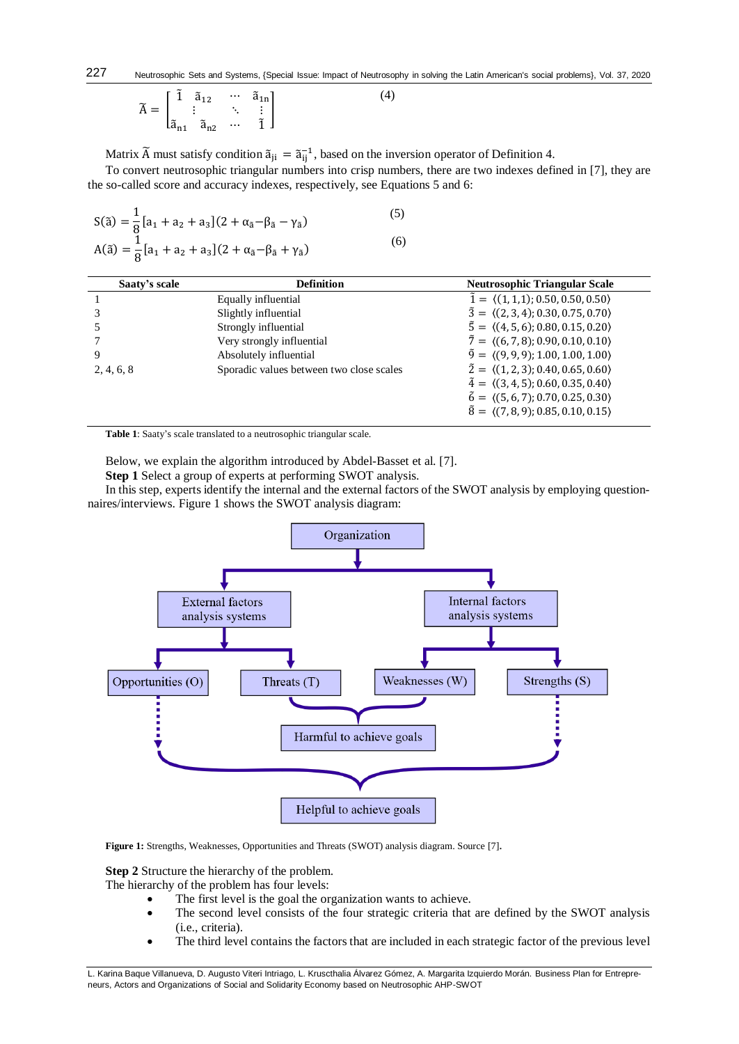$$\tilde{A} = \begin{bmatrix} \tilde{1} & \tilde{a}_{12} & \cdots & \tilde{a}_{1n} \\ \vdots & & \ddots & \vdots \\ \tilde{a}_{n1} & \tilde{a}_{n2} & \cdots & \tilde{1} \end{bmatrix} \quad (4)$$

Matrix $\tilde{A}$ must satisfy condition $\tilde{a}_{ji} = \tilde{a}_{ij}^{-1}$, based on the inversion operator of Definition 4.

To convert neutrosophic triangular numbers into crisp numbers, there are two indexes defined in [7], they are the so-called score and accuracy indexes, respectively, see Equations 5 and 6:

$$S(\tilde{a}) = \frac{1}{8}[a_1 + a_2 + a_3](2 + \alpha_{\tilde{a}} - \beta_{\tilde{a}} - \gamma_{\tilde{a}}) \quad (5)$$

$$A(\tilde{a}) = \frac{1}{8}[a_1 + a_2 + a_3](2 + \alpha_{\tilde{a}} - \beta_{\tilde{a}} + \gamma_{\tilde{a}}) \quad (6)$$

| Saaty's scale | Definition | Neutrosophic Triangular Scale |
|---|---|---|
| 1 | Equally influential | $\tilde{1} = \langle(1,1,1); 0.50, 0.50, 0.50\rangle$ |
| 3 | Slightly influential | $\tilde{3} = \langle(2,3,4); 0.30, 0.75, 0.70\rangle$ |
| 5 | Strongly influential | $\tilde{5} = \langle(4,5,6); 0.80, 0.15, 0.20\rangle$ |
| 7 | Very strongly influential | $\tilde{7} = \langle(6,7,8); 0.90, 0.10, 0.10\rangle$ |
| 9 | Absolutely influential | $\tilde{9} = \langle(9,9,9); 1.00, 1.00, 1.00\rangle$ |
| 2, 4, 6, 8 | Sporadic values between two close scales | $\tilde{2} = \langle(1,2,3); 0.40, 0.65, 0.60\rangle$ |
| | | $\tilde{4} = \langle(3,4,5); 0.60, 0.35, 0.40\rangle$ |
| | | $\tilde{6} = \langle(5,6,7); 0.70, 0.25, 0.30\rangle$ |
| | | $\tilde{8} = \langle(7,8,9); 0.85, 0.10, 0.15\rangle$ |

**Table 1**: Saaty's scale translated to a neutrosophic triangular scale.

Below, we explain the algorithm introduced by Abdel-Basset et al. [7].

**Step 1** Select a group of experts at performing SWOT analysis.

In this step, experts identify the internal and the external factors of the SWOT analysis by employing questionnaires/interviews. Figure 1 shows the SWOT analysis diagram:

**Figure 1:** Strengths, Weaknesses, Opportunities and Threats (SWOT) analysis diagram. Source [7].

**Step 2** Structure the hierarchy of the problem.

The hierarchy of the problem has four levels:

- The first level is the goal the organization wants to achieve.
- The second level consists of the four strategic criteria that are defined by the SWOT analysis (i.e., criteria).
- The third level contains the factors that are included in each strategic factor of the previous level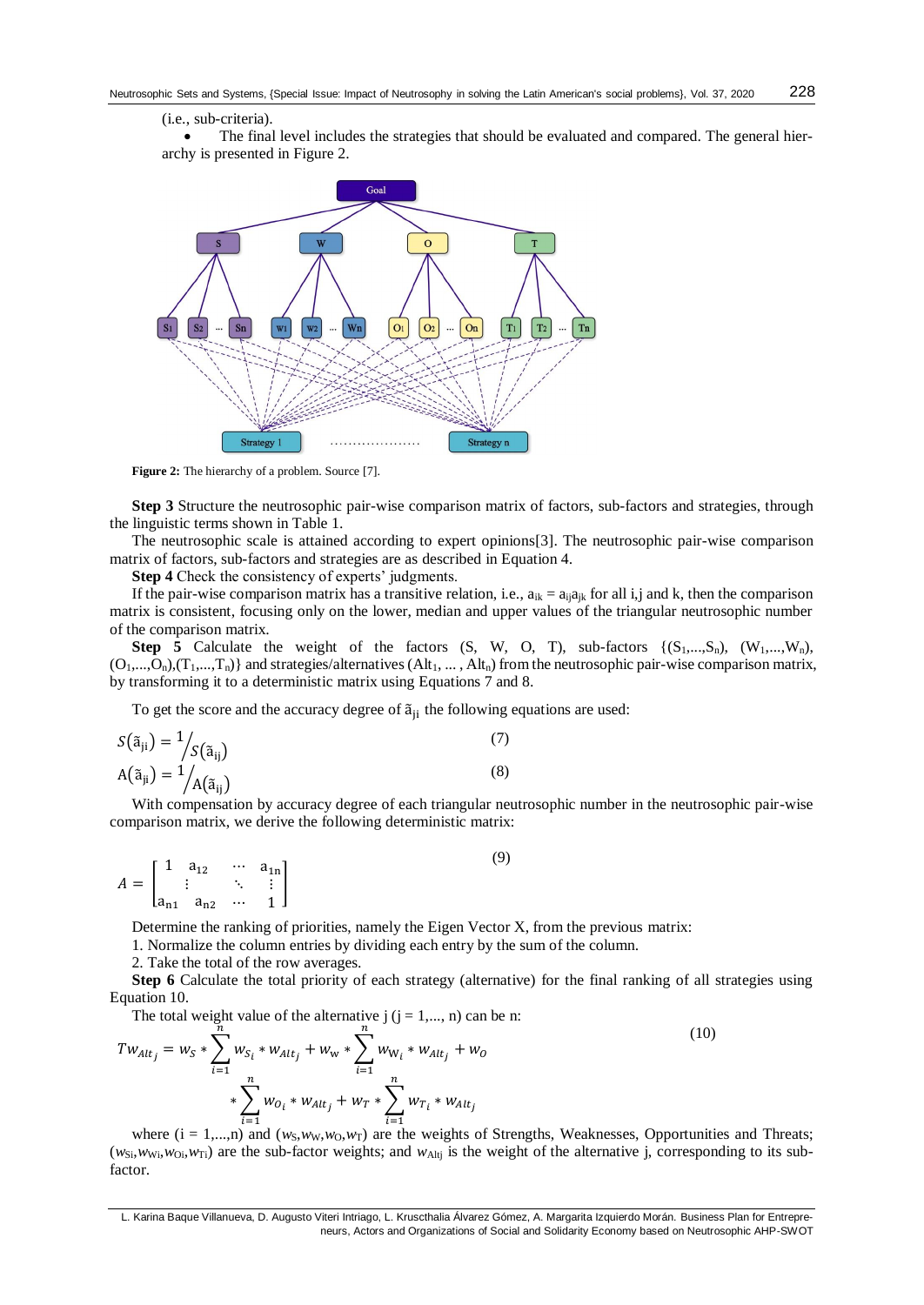(i.e., sub-criteria).

- The final level includes the strategies that should be evaluated and compared. The general hierarchy is presented in Figure 2.

**Figure 2:** The hierarchy of a problem. Source [7].

**Step 3** Structure the neutrosophic pair-wise comparison matrix of factors, sub-factors and strategies, through the linguistic terms shown in Table 1.

The neutrosophic scale is attained according to expert opinions[3]. The neutrosophic pair-wise comparison matrix of factors, sub-factors and strategies are as described in Equation 4.

**Step 4** Check the consistency of experts' judgments.

If the pair-wise comparison matrix has a transitive relation, i.e., $a_{ik} = a_{ij}a_{jk}$ for all i,j and k, then the comparison matrix is consistent, focusing only on the lower, median and upper values of the triangular neutrosophic number of the comparison matrix.

**Step 5** Calculate the weight of the factors (S, W, O, T), sub-factors $\{(S_1,...,S_n), (W_1,...,W_n), (O_1,...,O_n),(T_1,...,T_n)\}$ and strategies/alternatives ($Alt_1$, ... , $Alt_n$) from the neutrosophic pair-wise comparison matrix, by transforming it to a deterministic matrix using Equations 7 and 8.

To get the score and the accuracy degree of $\tilde{a}_{ji}$ the following equations are used:

$$S(\tilde{a}_{ji}) = {}^{1}/_{S(\tilde{a}_{ij})} \tag{7}$$

$$A(\tilde{a}_{ji}) = {}^{1}/_{A(\tilde{a}_{ij})} \tag{8}$$

With compensation by accuracy degree of each triangular neutrosophic number in the neutrosophic pair-wise comparison matrix, we derive the following deterministic matrix:

$$A = \begin{bmatrix} 1 & a_{12} & \cdots & a_{1n} \\ \vdots & & \ddots & \vdots \\ a_{n1} & a_{n2} & \cdots & 1 \end{bmatrix} \tag{9}$$

Determine the ranking of priorities, namely the Eigen Vector X, from the previous matrix:

1. Normalize the column entries by dividing each entry by the sum of the column.
2. Take the total of the row averages.

**Step 6** Calculate the total priority of each strategy (alternative) for the final ranking of all strategies using Equation 10.

The total weight value of the alternative j (j = 1,..., n) can be n:

$$Tw_{Alt_j} = w_S * \sum_{i=1}^{n} w_{S_i} * w_{Alt_j} + w_W * \sum_{i=1}^{n} w_{W_i} * w_{Alt_j} + w_O * \sum_{i=1}^{n} w_{O_i} * w_{Alt_j} + w_T * \sum_{i=1}^{n} w_{T_i} * w_{Alt_j} \tag{10}$$

where (i = 1,...,n) and ($w_S, w_W, w_O, w_T$) are the weights of Strengths, Weaknesses, Opportunities and Threats; ($w_{Si}, w_{Wi}, w_{Oi}, w_{Ti}$) are the sub-factor weights; and $w_{Altj}$ is the weight of the alternative j, corresponding to its sub-factor.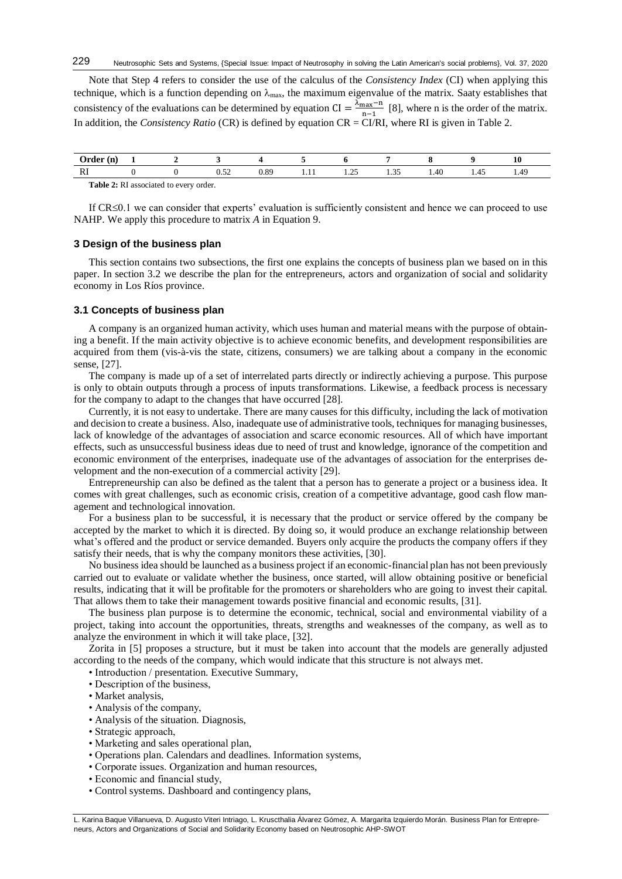Note that Step 4 refers to consider the use of the calculus of the *Consistency Index* (CI) when applying this technique, which is a function depending on $\lambda_{max}$, the maximum eigenvalue of the matrix. Saaty establishes that consistency of the evaluations can be determined by equation $CI = \frac{\lambda_{max} - n}{n-1}$ [8], where n is the order of the matrix. In addition, the *Consistency Ratio* (CR) is defined by equation CR = CI/RI, where RI is given in Table 2.

| Order (n) | 1 | 2 | 3 | 4 | 5 | 6 | 7 | 8 | 9 | 10 |
|---|---|---|---|---|---|---|---|---|---|---|
| RI | 0 | 0 | 0.52 | 0.89 | 1.11 | 1.25 | 1.35 | 1.40 | 1.45 | 1.49 |

**Table 2:** RI associated to every order.

If $CR \leq 0.1$ we can consider that experts' evaluation is sufficiently consistent and hence we can proceed to use NAHP. We apply this procedure to matrix *A* in Equation 9.

## 3 Design of the business plan

This section contains two subsections, the first one explains the concepts of business plan we based on in this paper. In section 3.2 we describe the plan for the entrepreneurs, actors and organization of social and solidarity economy in Los Ríos province.

### 3.1 Concepts of business plan

A company is an organized human activity, which uses human and material means with the purpose of obtaining a benefit. If the main activity objective is to achieve economic benefits, and development responsibilities are acquired from them (vis-à-vis the state, citizens, consumers) we are talking about a company in the economic sense, [27].

The company is made up of a set of interrelated parts directly or indirectly achieving a purpose. This purpose is only to obtain outputs through a process of inputs transformations. Likewise, a feedback process is necessary for the company to adapt to the changes that have occurred [28].

Currently, it is not easy to undertake. There are many causes for this difficulty, including the lack of motivation and decision to create a business. Also, inadequate use of administrative tools, techniques for managing businesses, lack of knowledge of the advantages of association and scarce economic resources. All of which have important effects, such as unsuccessful business ideas due to need of trust and knowledge, ignorance of the competition and economic environment of the enterprises, inadequate use of the advantages of association for the enterprises development and the non-execution of a commercial activity [29].

Entrepreneurship can also be defined as the talent that a person has to generate a project or a business idea. It comes with great challenges, such as economic crisis, creation of a competitive advantage, good cash flow management and technological innovation.

For a business plan to be successful, it is necessary that the product or service offered by the company be accepted by the market to which it is directed. By doing so, it would produce an exchange relationship between what's offered and the product or service demanded. Buyers only acquire the products the company offers if they satisfy their needs, that is why the company monitors these activities, [30].

No business idea should be launched as a business project if an economic-financial plan has not been previously carried out to evaluate or validate whether the business, once started, will allow obtaining positive or beneficial results, indicating that it will be profitable for the promoters or shareholders who are going to invest their capital. That allows them to take their management towards positive financial and economic results, [31].

The business plan purpose is to determine the economic, technical, social and environmental viability of a project, taking into account the opportunities, threats, strengths and weaknesses of the company, as well as to analyze the environment in which it will take place, [32].

Zorita in [5] proposes a structure, but it must be taken into account that the models are generally adjusted according to the needs of the company, which would indicate that this structure is not always met.

- Introduction / presentation. Executive Summary,
- Description of the business,
- Market analysis,
- Analysis of the company,
- Analysis of the situation. Diagnosis,
- Strategic approach,
- Marketing and sales operational plan,
- Operations plan. Calendars and deadlines. Information systems,
- Corporate issues. Organization and human resources,
- Economic and financial study,
- Control systems. Dashboard and contingency plans,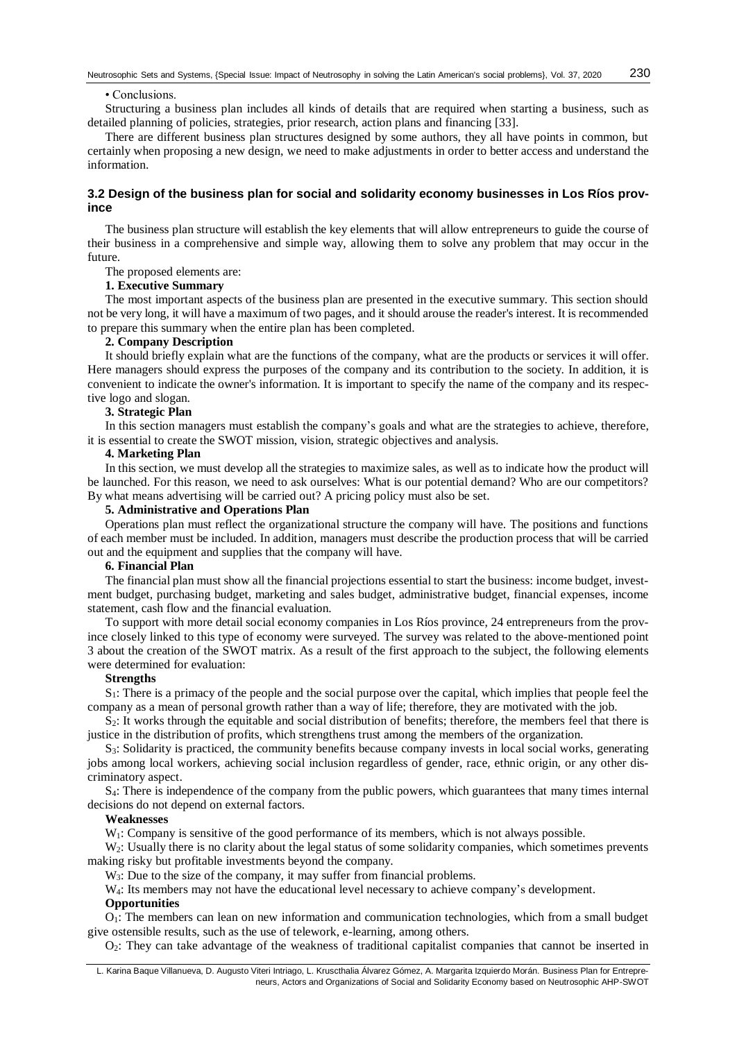• Conclusions.

Structuring a business plan includes all kinds of details that are required when starting a business, such as detailed planning of policies, strategies, prior research, action plans and financing [33].

There are different business plan structures designed by some authors, they all have points in common, but certainly when proposing a new design, we need to make adjustments in order to better access and understand the information.

### 3.2 Design of the business plan for social and solidarity economy businesses in Los Ríos province

The business plan structure will establish the key elements that will allow entrepreneurs to guide the course of their business in a comprehensive and simple way, allowing them to solve any problem that may occur in the future.

The proposed elements are:

**1. Executive Summary**

The most important aspects of the business plan are presented in the executive summary. This section should not be very long, it will have a maximum of two pages, and it should arouse the reader's interest. It is recommended to prepare this summary when the entire plan has been completed.

**2. Company Description**

It should briefly explain what are the functions of the company, what are the products or services it will offer. Here managers should express the purposes of the company and its contribution to the society. In addition, it is convenient to indicate the owner's information. It is important to specify the name of the company and its respective logo and slogan.

**3. Strategic Plan**

In this section managers must establish the company's goals and what are the strategies to achieve, therefore, it is essential to create the SWOT mission, vision, strategic objectives and analysis.

**4. Marketing Plan**

In this section, we must develop all the strategies to maximize sales, as well as to indicate how the product will be launched. For this reason, we need to ask ourselves: What is our potential demand? Who are our competitors? By what means advertising will be carried out? A pricing policy must also be set.

**5. Administrative and Operations Plan**

Operations plan must reflect the organizational structure the company will have. The positions and functions of each member must be included. In addition, managers must describe the production process that will be carried out and the equipment and supplies that the company will have.

**6. Financial Plan**

The financial plan must show all the financial projections essential to start the business: income budget, investment budget, purchasing budget, marketing and sales budget, administrative budget, financial expenses, income statement, cash flow and the financial evaluation.

To support with more detail social economy companies in Los Ríos province, 24 entrepreneurs from the province closely linked to this type of economy were surveyed. The survey was related to the above-mentioned point 3 about the creation of the SWOT matrix. As a result of the first approach to the subject, the following elements were determined for evaluation:

**Strengths**

$S_1$: There is a primacy of the people and the social purpose over the capital, which implies that people feel the company as a mean of personal growth rather than a way of life; therefore, they are motivated with the job.

$S_2$: It works through the equitable and social distribution of benefits; therefore, the members feel that there is justice in the distribution of profits, which strengthens trust among the members of the organization.

$S_3$: Solidarity is practiced, the community benefits because company invests in local social works, generating jobs among local workers, achieving social inclusion regardless of gender, race, ethnic origin, or any other discriminatory aspect.

$S_4$: There is independence of the company from the public powers, which guarantees that many times internal decisions do not depend on external factors.

**Weaknesses**

$W_1$: Company is sensitive of the good performance of its members, which is not always possible.

$W_2$: Usually there is no clarity about the legal status of some solidarity companies, which sometimes prevents making risky but profitable investments beyond the company.

$W_3$: Due to the size of the company, it may suffer from financial problems.

$W_4$: Its members may not have the educational level necessary to achieve company's development.

**Opportunities**

$O_1$: The members can lean on new information and communication technologies, which from a small budget give ostensible results, such as the use of telework, e-learning, among others.

$O_2$: They can take advantage of the weakness of traditional capitalist companies that cannot be inserted in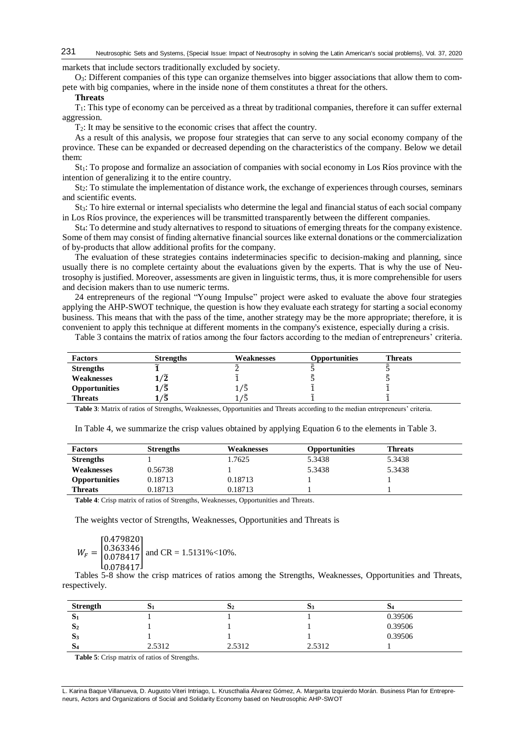markets that include sectors traditionally excluded by society.

$O_3$: Different companies of this type can organize themselves into bigger associations that allow them to compete with big companies, where in the inside none of them constitutes a threat for the others.

**Threats**

$T_1$: This type of economy can be perceived as a threat by traditional companies, therefore it can suffer external aggression.

$T_2$: It may be sensitive to the economic crises that affect the country.

As a result of this analysis, we propose four strategies that can serve to any social economy company of the province. These can be expanded or decreased depending on the characteristics of the company. Below we detail them:

$St_1$: To propose and formalize an association of companies with social economy in Los Ríos province with the intention of generalizing it to the entire country.

$St_2$: To stimulate the implementation of distance work, the exchange of experiences through courses, seminars and scientific events.

$St_3$: To hire external or internal specialists who determine the legal and financial status of each social company in Los Ríos province, the experiences will be transmitted transparently between the different companies.

$St_4$: To determine and study alternatives to respond to situations of emerging threats for the company existence. Some of them may consist of finding alternative financial sources like external donations or the commercialization of by-products that allow additional profits for the company.

The evaluation of these strategies contains indeterminacies specific to decision-making and planning, since usually there is no complete certainty about the evaluations given by the experts. That is why the use of Neutrosophy is justified. Moreover, assessments are given in linguistic terms, thus, it is more comprehensible for users and decision makers than to use numeric terms.

24 entrepreneurs of the regional "Young Impulse" project were asked to evaluate the above four strategies applying the AHP-SWOT technique, the question is how they evaluate each strategy for starting a social economy business. This means that with the pass of the time, another strategy may be the more appropriate; therefore, it is convenient to apply this technique at different moments in the company's existence, especially during a crisis.

Table 3 contains the matrix of ratios among the four factors according to the median of entrepreneurs' criteria.

| Factors | Strengths | Weaknesses | Opportunities | Threats |
|---|---|---|---|---|
| **Strengths** | $\tilde{1}$ | $\tilde{2}$ | $\tilde{5}$ | $\tilde{5}$ |
| **Weaknesses** | $1/\tilde{2}$ | $\tilde{1}$ | $\tilde{5}$ | $\tilde{5}$ |
| **Opportunities** | $1/\tilde{5}$ | $1/\tilde{5}$ | $\tilde{1}$ | $\tilde{1}$ |
| **Threats** | $1/\tilde{5}$ | $1/\tilde{5}$ | $\tilde{1}$ | $\tilde{1}$ |

**Table 3**: Matrix of ratios of Strengths, Weaknesses, Opportunities and Threats according to the median entrepreneurs' criteria.

In Table 4, we summarize the crisp values obtained by applying Equation 6 to the elements in Table 3.

| Factors | Strengths | Weaknesses | Opportunities | Threats |
|---|---|---|---|---|
| **Strengths** | 1 | 1.7625 | 5.3438 | 5.3438 |
| **Weaknesses** | 0.56738 | 1 | 5.3438 | 5.3438 |
| **Opportunities** | 0.18713 | 0.18713 | 1 | 1 |
| **Threats** | 0.18713 | 0.18713 | 1 | 1 |

**Table 4**: Crisp matrix of ratios of Strengths, Weaknesses, Opportunities and Threats.

The weights vector of Strengths, Weaknesses, Opportunities and Threats is

$$W_F = \begin{bmatrix} 0.479820 \\ 0.363346 \\ 0.078417 \\ 0.078417 \end{bmatrix} \text{ and CR} = 1.5131\% < 10\%.$$

Tables 5-8 show the crisp matrices of ratios among the Strengths, Weaknesses, Opportunities and Threats, respectively.

| Strength | $S_1$ | $S_2$ | $S_3$ | $S_4$ |
|---|---|---|---|---|
| $S_1$ | 1 | 1 | 1 | 0.39506 |
| $S_2$ | 1 | 1 | 1 | 0.39506 |
| $S_3$ | 1 | 1 | 1 | 0.39506 |
| $S_4$ | 2.5312 | 2.5312 | 2.5312 | 1 |

**Table 5**: Crisp matrix of ratios of Strengths.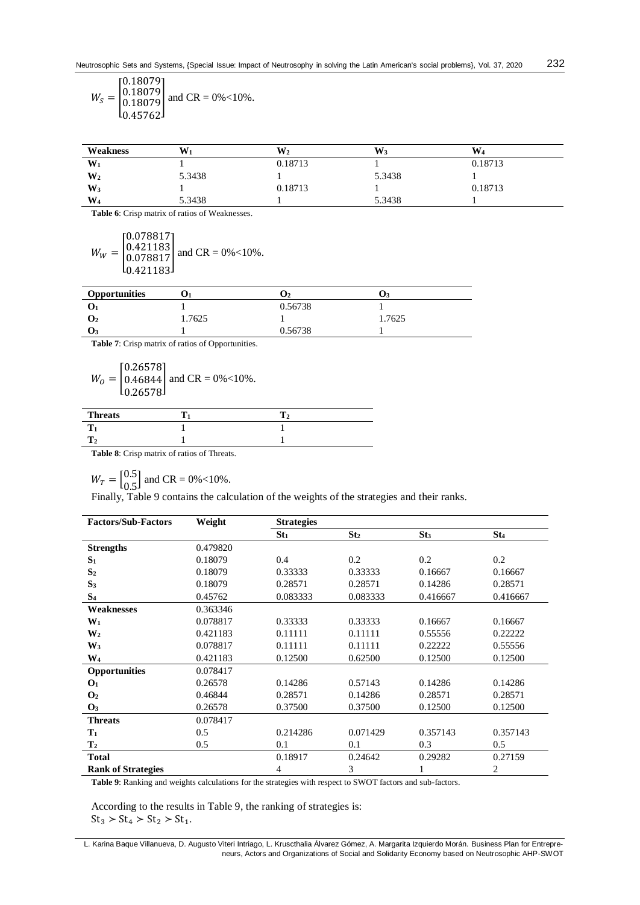$$W_S = \begin{bmatrix} 0.18079 \\ 0.18079 \\ 0.18079 \\ 0.45762 \end{bmatrix} \text{ and CR} = 0\% < 10\%.$$

| Weakness | $W_1$ | $W_2$ | $W_3$ | $W_4$ |
|---|---|---|---|---|
| $W_1$ | 1 | 0.18713 | 1 | 0.18713 |
| $W_2$ | 5.3438 | 1 | 5.3438 | 1 |
| $W_3$ | 1 | 0.18713 | 1 | 0.18713 |
| $W_4$ | 5.3438 | 1 | 5.3438 | 1 |

**Table 6**: Crisp matrix of ratios of Weaknesses.

$$W_W = \begin{bmatrix} 0.078817 \\ 0.421183 \\ 0.078817 \\ 0.421183 \end{bmatrix} \text{ and CR} = 0\% < 10\%.$$

| Opportunities | $O_1$ | $O_2$ | $O_3$ |
|---|---|---|---|
| $O_1$ | 1 | 0.56738 | 1 |
| $O_2$ | 1.7625 | 1 | 1.7625 |
| $O_3$ | 1 | 0.56738 | 1 |

**Table 7**: Crisp matrix of ratios of Opportunities.

$$W_O = \begin{bmatrix} 0.26578 \\ 0.46844 \\ 0.26578 \end{bmatrix} \text{ and CR} = 0\% < 10\%.$$

| Threats | $T_1$ | $T_2$ |
|---|---|---|
| $T_1$ | 1 | 1 |
| $T_2$ | 1 | 1 |

**Table 8**: Crisp matrix of ratios of Threats.

$W_T = \begin{bmatrix} 0.5 \\ 0.5 \end{bmatrix}$ and CR = 0%<10%.

Finally, Table 9 contains the calculation of the weights of the strategies and their ranks.

| Factors/Sub-Factors | Weight | Strategies | | | |
|---|---|---|---|---|---|
| | | $St_1$ | $St_2$ | $St_3$ | $St_4$ |
| **Strengths** | 0.479820 | | | | |
| $S_1$ | 0.18079 | 0.4 | 0.2 | 0.2 | 0.2 |
| $S_2$ | 0.18079 | 0.33333 | 0.33333 | 0.16667 | 0.16667 |
| $S_3$ | 0.18079 | 0.28571 | 0.28571 | 0.14286 | 0.28571 |
| $S_4$ | 0.45762 | 0.083333 | 0.083333 | 0.416667 | 0.416667 |
| **Weaknesses** | 0.363346 | | | | |
| $W_1$ | 0.078817 | 0.33333 | 0.33333 | 0.16667 | 0.16667 |
| $W_2$ | 0.421183 | 0.11111 | 0.11111 | 0.55556 | 0.22222 |
| $W_3$ | 0.078817 | 0.11111 | 0.11111 | 0.22222 | 0.55556 |
| $W_4$ | 0.421183 | 0.12500 | 0.62500 | 0.12500 | 0.12500 |
| **Opportunities** | 0.078417 | | | | |
| $O_1$ | 0.26578 | 0.14286 | 0.57143 | 0.14286 | 0.14286 |
| $O_2$ | 0.46844 | 0.28571 | 0.14286 | 0.28571 | 0.28571 |
| $O_3$ | 0.26578 | 0.37500 | 0.37500 | 0.12500 | 0.12500 |
| **Threats** | 0.078417 | | | | |
| $T_1$ | 0.5 | 0.214286 | 0.071429 | 0.357143 | 0.357143 |
| $T_2$ | 0.5 | 0.1 | 0.1 | 0.3 | 0.5 |
| **Total** | | 0.18917 | 0.24642 | 0.29282 | 0.27159 |
| **Rank of Strategies** | | 4 | 3 | 1 | 2 |

**Table 9**: Ranking and weights calculations for the strategies with respect to SWOT factors and sub-factors.

According to the results in Table 9, the ranking of strategies is:
$St_3 \succ St_4 \succ St_2 \succ St_1$.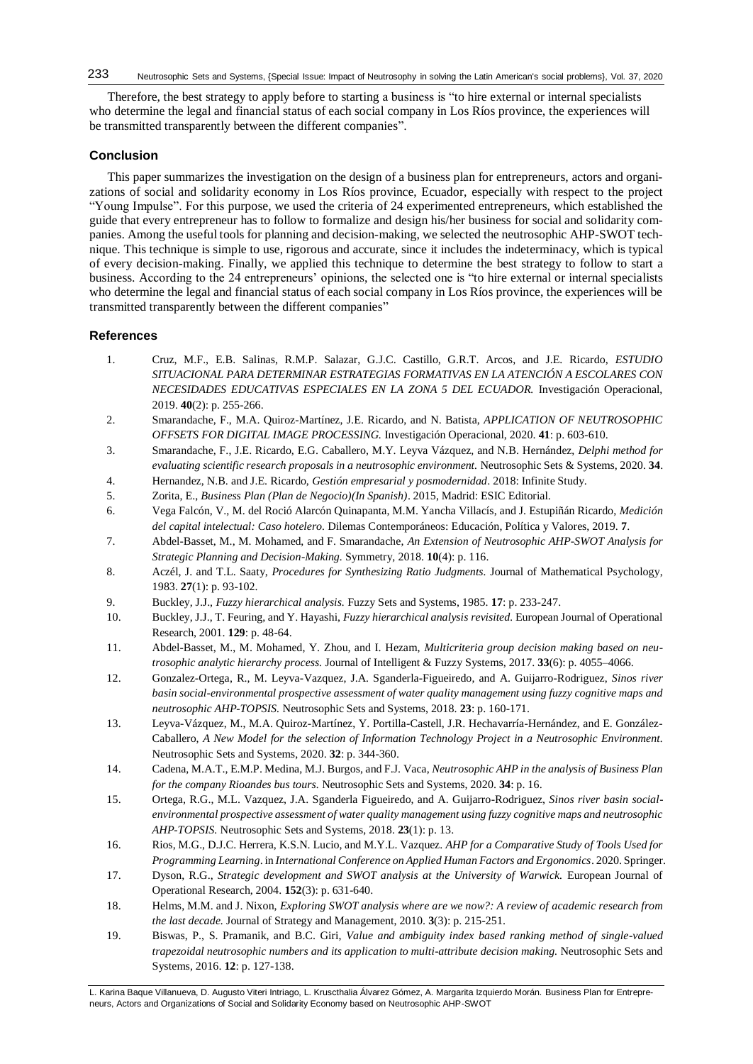Therefore, the best strategy to apply before to starting a business is "to hire external or internal specialists who determine the legal and financial status of each social company in Los Ríos province, the experiences will be transmitted transparently between the different companies".

## Conclusion

This paper summarizes the investigation on the design of a business plan for entrepreneurs, actors and organizations of social and solidarity economy in Los Ríos province, Ecuador, especially with respect to the project "Young Impulse". For this purpose, we used the criteria of 24 experimented entrepreneurs, which established the guide that every entrepreneur has to follow to formalize and design his/her business for social and solidarity companies. Among the useful tools for planning and decision-making, we selected the neutrosophic AHP-SWOT technique. This technique is simple to use, rigorous and accurate, since it includes the indeterminacy, which is typical of every decision-making. Finally, we applied this technique to determine the best strategy to follow to start a business. According to the 24 entrepreneurs' opinions, the selected one is "to hire external or internal specialists who determine the legal and financial status of each social company in Los Ríos province, the experiences will be transmitted transparently between the different companies"

## References

1. Cruz, M.F., E.B. Salinas, R.M.P. Salazar, G.J.C. Castillo, G.R.T. Arcos, and J.E. Ricardo, *ESTUDIO SITUACIONAL PARA DETERMINAR ESTRATEGIAS FORMATIVAS EN LA ATENCIÓN A ESCOLARES CON NECESIDADES EDUCATIVAS ESPECIALES EN LA ZONA 5 DEL ECUADOR.* Investigación Operacional, 2019. **40**(2): p. 255-266.
2. Smarandache, F., M.A. Quiroz-Martínez, J.E. Ricardo, and N. Batista, *APPLICATION OF NEUTROSOPHIC OFFSETS FOR DIGITAL IMAGE PROCESSING.* Investigación Operacional, 2020. **41**: p. 603-610.
3. Smarandache, F., J.E. Ricardo, E.G. Caballero, M.Y. Leyva Vázquez, and N.B. Hernández, *Delphi method for evaluating scientific research proposals in a neutrosophic environment.* Neutrosophic Sets & Systems, 2020. **34**.
4. Hernandez, N.B. and J.E. Ricardo, *Gestión empresarial y posmodernidad*. 2018: Infinite Study.
5. Zorita, E., *Business Plan (Plan de Negocio)(In Spanish)*. 2015, Madrid: ESIC Editorial.
6. Vega Falcón, V., M. del Rocío Alarcón Quinapanta, M.M. Yancha Villacís, and J. Estupiñán Ricardo, *Medición del capital intelectual: Caso hotelero.* Dilemas Contemporáneos: Educación, Política y Valores, 2019. **7**.
7. Abdel-Basset, M., M. Mohamed, and F. Smarandache, *An Extension of Neutrosophic AHP-SWOT Analysis for Strategic Planning and Decision-Making.* Symmetry, 2018. **10**(4): p. 116.
8. Aczél, J. and T.L. Saaty, *Procedures for Synthesizing Ratio Judgments.* Journal of Mathematical Psychology, 1983. **27**(1): p. 93-102.
9. Buckley, J.J., *Fuzzy hierarchical analysis.* Fuzzy Sets and Systems, 1985. **17**: p. 233-247.
10. Buckley, J.J., T. Feuring, and Y. Hayashi, *Fuzzy hierarchical analysis revisited.* European Journal of Operational Research, 2001. **129**: p. 48-64.
11. Abdel-Basset, M., M. Mohamed, Y. Zhou, and I. Hezam, *Multicriteria group decision making based on neutrosophic analytic hierarchy process.* Journal of Intelligent & Fuzzy Systems, 2017. **33**(6): p. 4055–4066.
12. Gonzalez-Ortega, R., M. Leyva-Vazquez, J.A. Sganderla-Figueiredo, and A. Guijarro-Rodriguez, *Sinos river basin social-environmental prospective assessment of water quality management using fuzzy cognitive maps and neutrosophic AHP-TOPSIS.* Neutrosophic Sets and Systems, 2018. **23**: p. 160-171.
13. Leyva-Vázquez, M., M.A. Quiroz-Martínez, Y. Portilla-Castell, J.R. Hechavarría-Hernández, and E. González-Caballero, *A New Model for the selection of Information Technology Project in a Neutrosophic Environment.* Neutrosophic Sets and Systems, 2020. **32**: p. 344-360.
14. Cadena, M.A.T., E.M.P. Medina, M.J. Burgos, and F.J. Vaca, *Neutrosophic AHP in the analysis of Business Plan for the company Rioandes bus tours.* Neutrosophic Sets and Systems, 2020. **34**: p. 16.
15. Ortega, R.G., M.L. Vazquez, J.A. Sganderla Figueiredo, and A. Guijarro-Rodriguez, *Sinos river basin social-environmental prospective assessment of water quality management using fuzzy cognitive maps and neutrosophic AHP-TOPSIS.* Neutrosophic Sets and Systems, 2018. **23**(1): p. 13.
16. Rios, M.G., D.J.C. Herrera, K.S.N. Lucio, and M.Y.L. Vazquez. *AHP for a Comparative Study of Tools Used for Programming Learning*. in *International Conference on Applied Human Factors and Ergonomics*. 2020. Springer.
17. Dyson, R.G., *Strategic development and SWOT analysis at the University of Warwick.* European Journal of Operational Research, 2004. **152**(3): p. 631-640.
18. Helms, M.M. and J. Nixon, *Exploring SWOT analysis where are we now?: A review of academic research from the last decade.* Journal of Strategy and Management, 2010. **3**(3): p. 215-251.
19. Biswas, P., S. Pramanik, and B.C. Giri, *Value and ambiguity index based ranking method of single-valued trapezoidal neutrosophic numbers and its application to multi-attribute decision making.* Neutrosophic Sets and Systems, 2016. **12**: p. 127-138.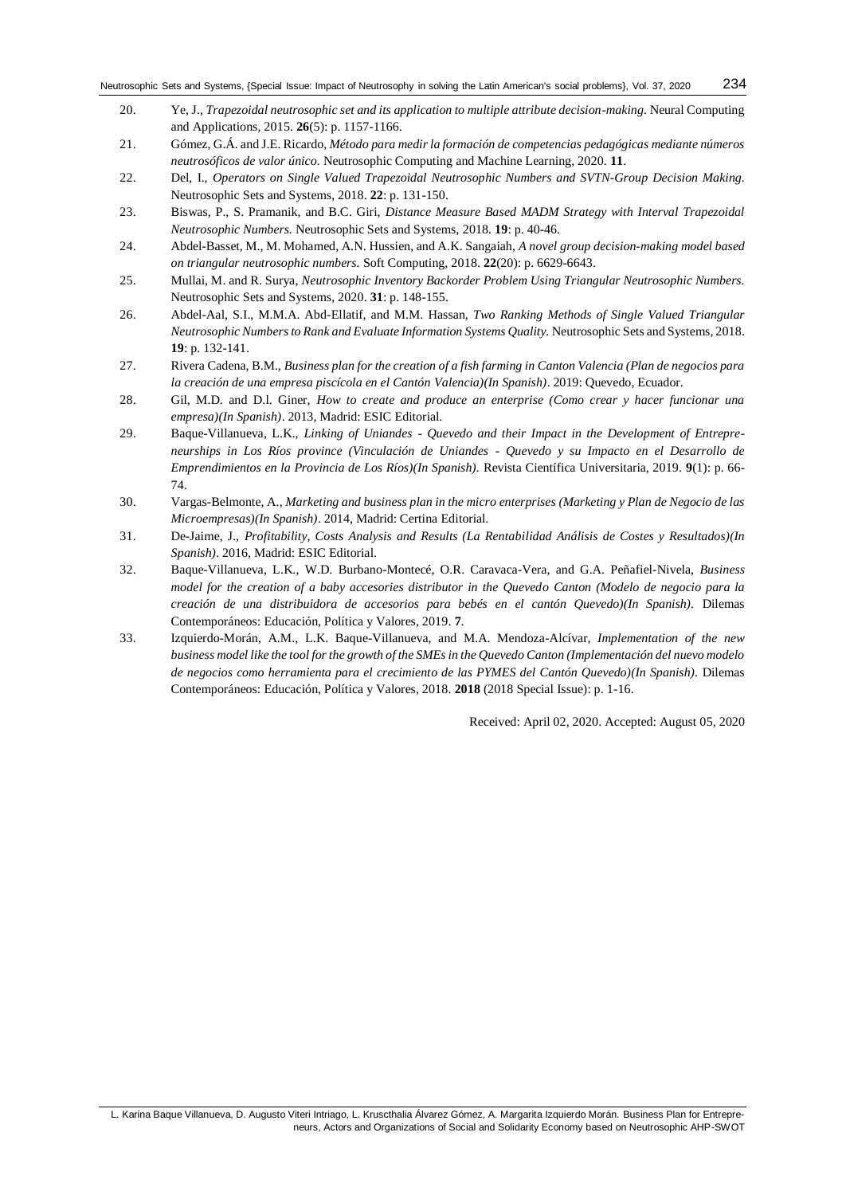20. Ye, J., *Trapezoidal neutrosophic set and its application to multiple attribute decision-making.* Neural Computing and Applications, 2015. **26**(5): p. 1157-1166.
21. Gómez, G.Á. and J.E. Ricardo, *Método para medir la formación de competencias pedagógicas mediante números neutrosóficos de valor único.* Neutrosophic Computing and Machine Learning, 2020. **11**.
22. Del, I., *Operators on Single Valued Trapezoidal Neutrosophic Numbers and SVTN-Group Decision Making.* Neutrosophic Sets and Systems, 2018. **22**: p. 131-150.
23. Biswas, P., S. Pramanik, and B.C. Giri, *Distance Measure Based MADM Strategy with Interval Trapezoidal Neutrosophic Numbers.* Neutrosophic Sets and Systems, 2018. **19**: p. 40-46.
24. Abdel-Basset, M., M. Mohamed, A.N. Hussien, and A.K. Sangaiah, *A novel group decision-making model based on triangular neutrosophic numbers.* Soft Computing, 2018. **22**(20): p. 6629-6643.
25. Mullai, M. and R. Surya, *Neutrosophic Inventory Backorder Problem Using Triangular Neutrosophic Numbers.* Neutrosophic Sets and Systems, 2020. **31**: p. 148-155.
26. Abdel-Aal, S.I., M.M.A. Abd-Ellatif, and M.M. Hassan, *Two Ranking Methods of Single Valued Triangular Neutrosophic Numbers to Rank and Evaluate Information Systems Quality.* Neutrosophic Sets and Systems, 2018. **19**: p. 132-141.
27. Rivera Cadena, B.M., *Business plan for the creation of a fish farming in Canton Valencia (Plan de negocios para la creación de una empresa piscícola en el Cantón Valencia)(In Spanish)*. 2019: Quevedo, Ecuador.
28. Gil, M.D. and D.l. Giner, *How to create and produce an enterprise (Como crear y hacer funcionar una empresa)(In Spanish)*. 2013, Madrid: ESIC Editorial.
29. Baque-Villanueva, L.K., *Linking of Uniandes - Quevedo and their Impact in the Development of Entrepreneurships in Los Ríos province (Vinculación de Uniandes - Quevedo y su Impacto en el Desarrollo de Emprendimientos en la Provincia de Los Ríos)(In Spanish).* Revista Científica Universitaria, 2019. **9**(1): p. 66-74.
30. Vargas-Belmonte, A., *Marketing and business plan in the micro enterprises (Marketing y Plan de Negocio de las Microempresas)(In Spanish)*. 2014, Madrid: Certina Editorial.
31. De-Jaime, J., *Profitability, Costs Analysis and Results (La Rentabilidad Análisis de Costes y Resultados)(In Spanish)*. 2016, Madrid: ESIC Editorial.
32. Baque-Villanueva, L.K., W.D. Burbano-Montecé, O.R. Caravaca-Vera, and G.A. Peñafiel-Nivela, *Business model for the creation of a baby accesories distributor in the Quevedo Canton (Modelo de negocio para la creación de una distribuidora de accesorios para bebés en el cantón Quevedo)(In Spanish).* Dilemas Contemporáneos: Educación, Política y Valores, 2019. **7**.
33. Izquierdo-Morán, A.M., L.K. Baque-Villanueva, and M.A. Mendoza-Alcívar, *Implementation of the new business model like the tool for the growth of the SMEs in the Quevedo Canton (Implementación del nuevo modelo de negocios como herramienta para el crecimiento de las PYMES del Cantón Quevedo)(In Spanish).* Dilemas Contemporáneos: Educación, Política y Valores, 2018. **2018** (2018 Special Issue): p. 1-16.

Received: April 02, 2020. Accepted: August 05, 2020